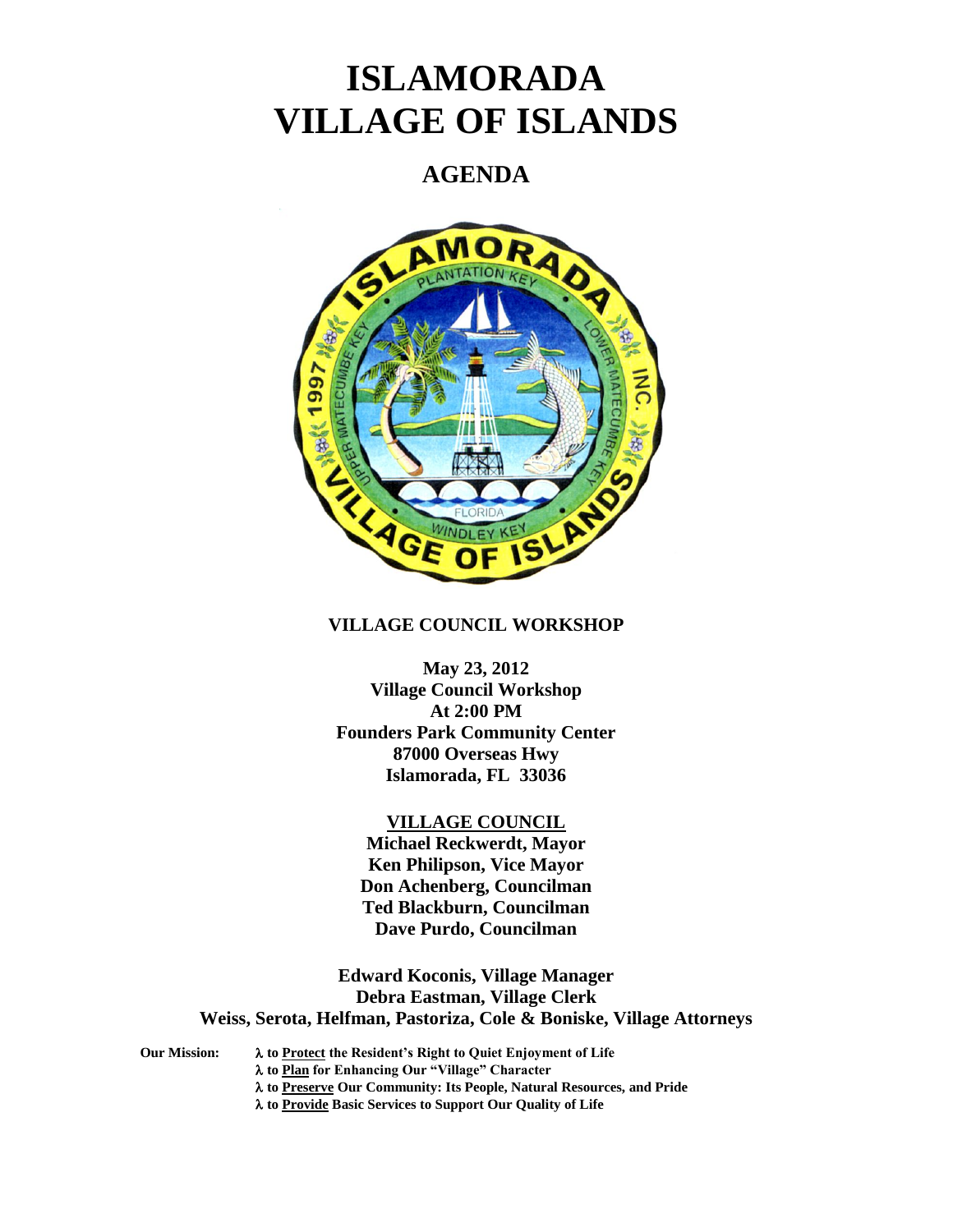# ISLAMORADA VILLAGE OF ISLANDS

## AGENDA

**VILLAGE COUNCIL WORKSHOP**

**May 23, 2012**
**Village Council Workshop**
**At 2:00 PM**
**Founders Park Community Center**
**87000 Overseas Hwy**
**Islamorada, FL 33036**

**VILLAGE COUNCIL**

**Michael Reckwerdt, Mayor**
**Ken Philipson, Vice Mayor**
**Don Achenberg, Councilman**
**Ted Blackburn, Councilman**
**Dave Purdo, Councilman**

**Edward Koconis, Village Manager**
**Debra Eastman, Village Clerk**
**Weiss, Serota, Helfman, Pastoriza, Cole & Boniske, Village Attorneys**

**Our Mission:**

- **to Protect the Resident's Right to Quiet Enjoyment of Life**
- **to Plan for Enhancing Our "Village" Character**
- **to Preserve Our Community: Its People, Natural Resources, and Pride**
- **to Provide Basic Services to Support Our Quality of Life**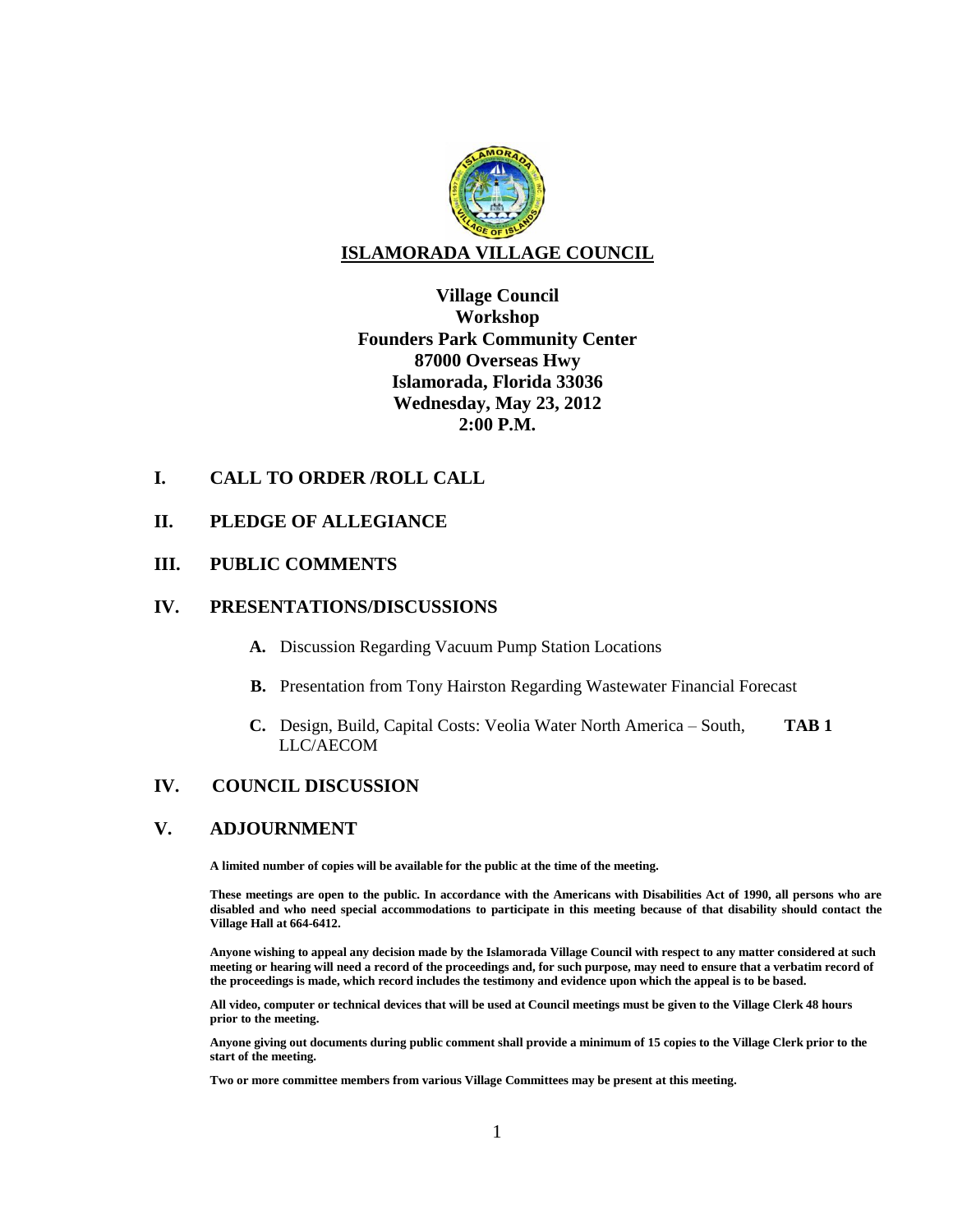# ISLAMORADA VILLAGE COUNCIL

**Village Council**
**Workshop**
**Founders Park Community Center**
**87000 Overseas Hwy**
**Islamorada, Florida 33036**
**Wednesday, May 23, 2012**
**2:00 P.M.**

## I. CALL TO ORDER /ROLL CALL

## II. PLEDGE OF ALLEGIANCE

## III. PUBLIC COMMENTS

## IV. PRESENTATIONS/DISCUSSIONS

- **A.** Discussion Regarding Vacuum Pump Station Locations
- **B.** Presentation from Tony Hairston Regarding Wastewater Financial Forecast
- **C.** Design, Build, Capital Costs: Veolia Water North America – South, LLC/AECOM **TAB 1**

## IV. COUNCIL DISCUSSION

## V. ADJOURNMENT

**A limited number of copies will be available for the public at the time of the meeting.**

**These meetings are open to the public. In accordance with the Americans with Disabilities Act of 1990, all persons who are disabled and who need special accommodations to participate in this meeting because of that disability should contact the Village Hall at 664-6412.**

**Anyone wishing to appeal any decision made by the Islamorada Village Council with respect to any matter considered at such meeting or hearing will need a record of the proceedings and, for such purpose, may need to ensure that a verbatim record of the proceedings is made, which record includes the testimony and evidence upon which the appeal is to be based.**

**All video, computer or technical devices that will be used at Council meetings must be given to the Village Clerk 48 hours prior to the meeting.**

**Anyone giving out documents during public comment shall provide a minimum of 15 copies to the Village Clerk prior to the start of the meeting.**

**Two or more committee members from various Village Committees may be present at this meeting.**